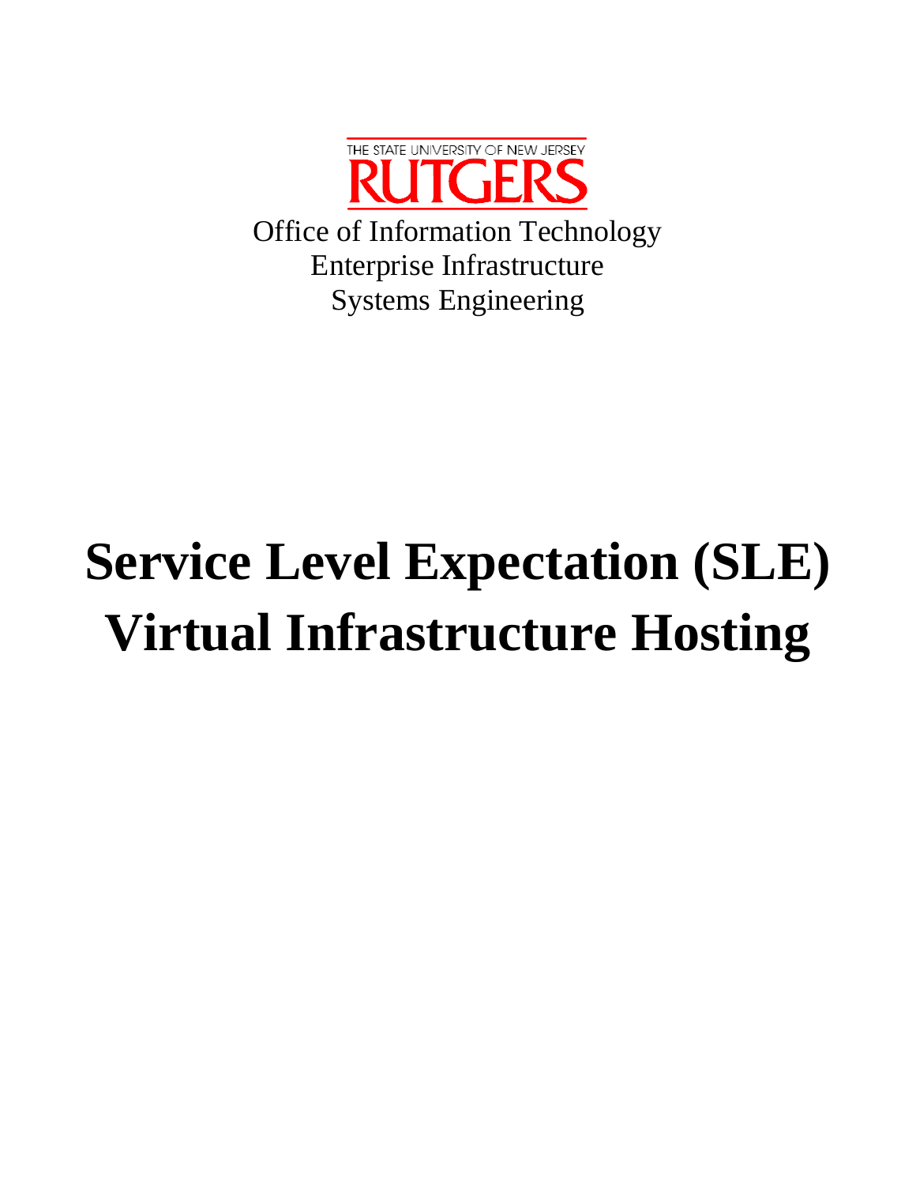THE STATE UNIVERSITY OF NEW JERSEY

RUTGERS

Office of Information Technology
Enterprise Infrastructure
Systems Engineering

# Service Level Expectation (SLE) Virtual Infrastructure Hosting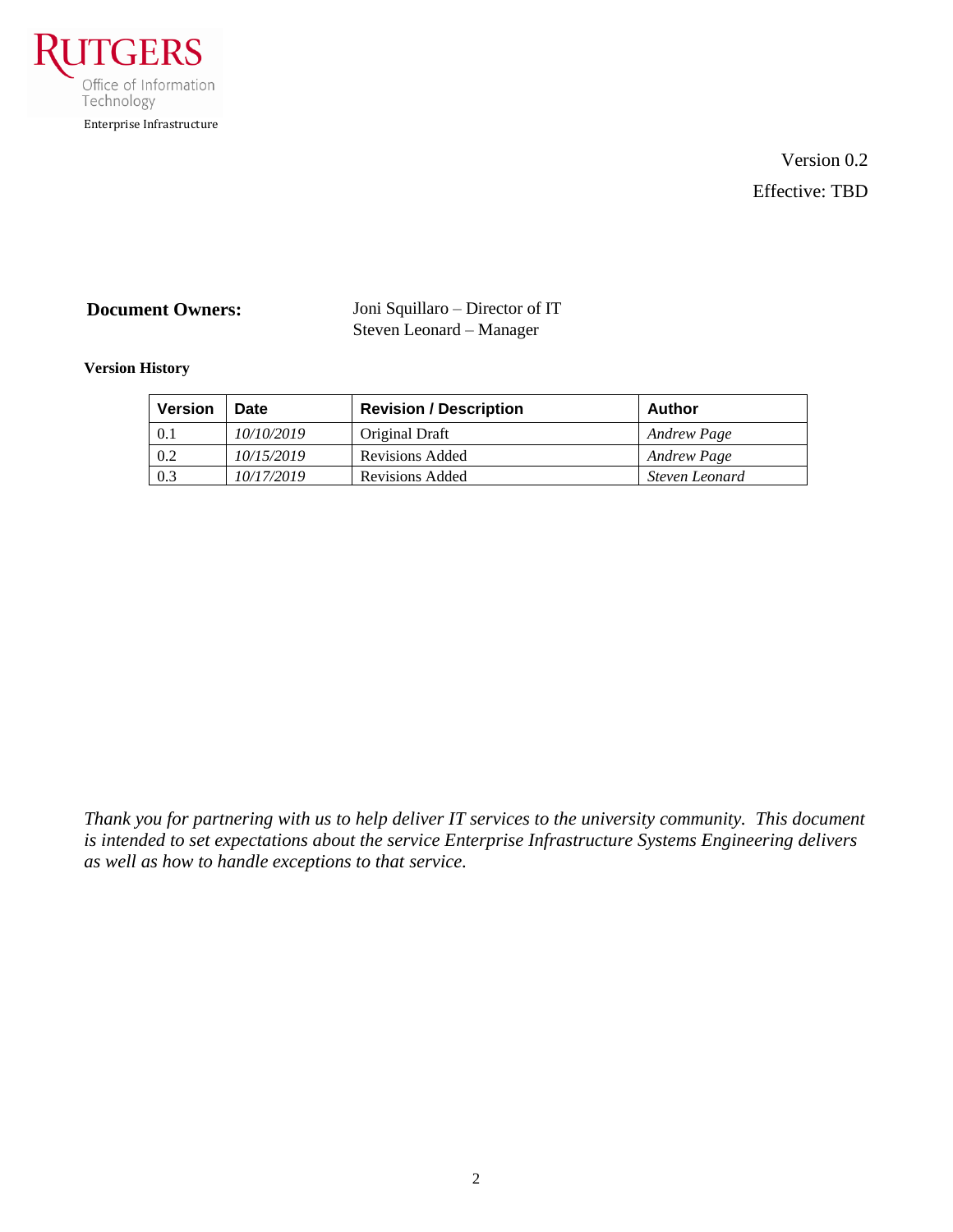Rutgers Office of Information Technology

Enterprise Infrastructure

Version 0.2

Effective: TBD

**Document Owners:** Joni Squillaro – Director of IT
Steven Leonard – Manager

**Version History**

| Version | Date | Revision / Description | Author |
|---|---|---|---|
| 0.1 | *10/10/2019* | Original Draft | *Andrew Page* |
| 0.2 | *10/15/2019* | Revisions Added | *Andrew Page* |
| 0.3 | *10/17/2019* | Revisions Added | *Steven Leonard* |

*Thank you for partnering with us to help deliver IT services to the university community. This document is intended to set expectations about the service Enterprise Infrastructure Systems Engineering delivers as well as how to handle exceptions to that service.*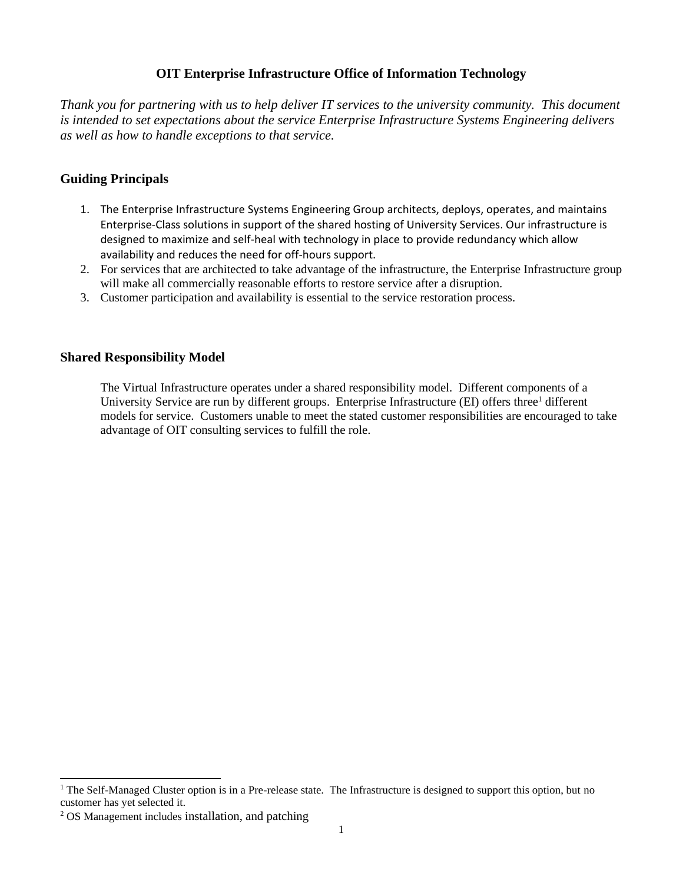**OIT Enterprise Infrastructure Office of Information Technology**

*Thank you for partnering with us to help deliver IT services to the university community. This document is intended to set expectations about the service Enterprise Infrastructure Systems Engineering delivers as well as how to handle exceptions to that service.*

## Guiding Principals

1. The Enterprise Infrastructure Systems Engineering Group architects, deploys, operates, and maintains Enterprise-Class solutions in support of the shared hosting of University Services. Our infrastructure is designed to maximize and self-heal with technology in place to provide redundancy which allow availability and reduces the need for off-hours support.
2. For services that are architected to take advantage of the infrastructure, the Enterprise Infrastructure group will make all commercially reasonable efforts to restore service after a disruption.
3. Customer participation and availability is essential to the service restoration process.

## Shared Responsibility Model

The Virtual Infrastructure operates under a shared responsibility model. Different components of a University Service are run by different groups. Enterprise Infrastructure (EI) offers three[1] different models for service. Customers unable to meet the stated customer responsibilities are encouraged to take advantage of OIT consulting services to fulfill the role.

---

[1] The Self-Managed Cluster option is in a Pre-release state. The Infrastructure is designed to support this option, but no customer has yet selected it.

[2] OS Management includes installation, and patching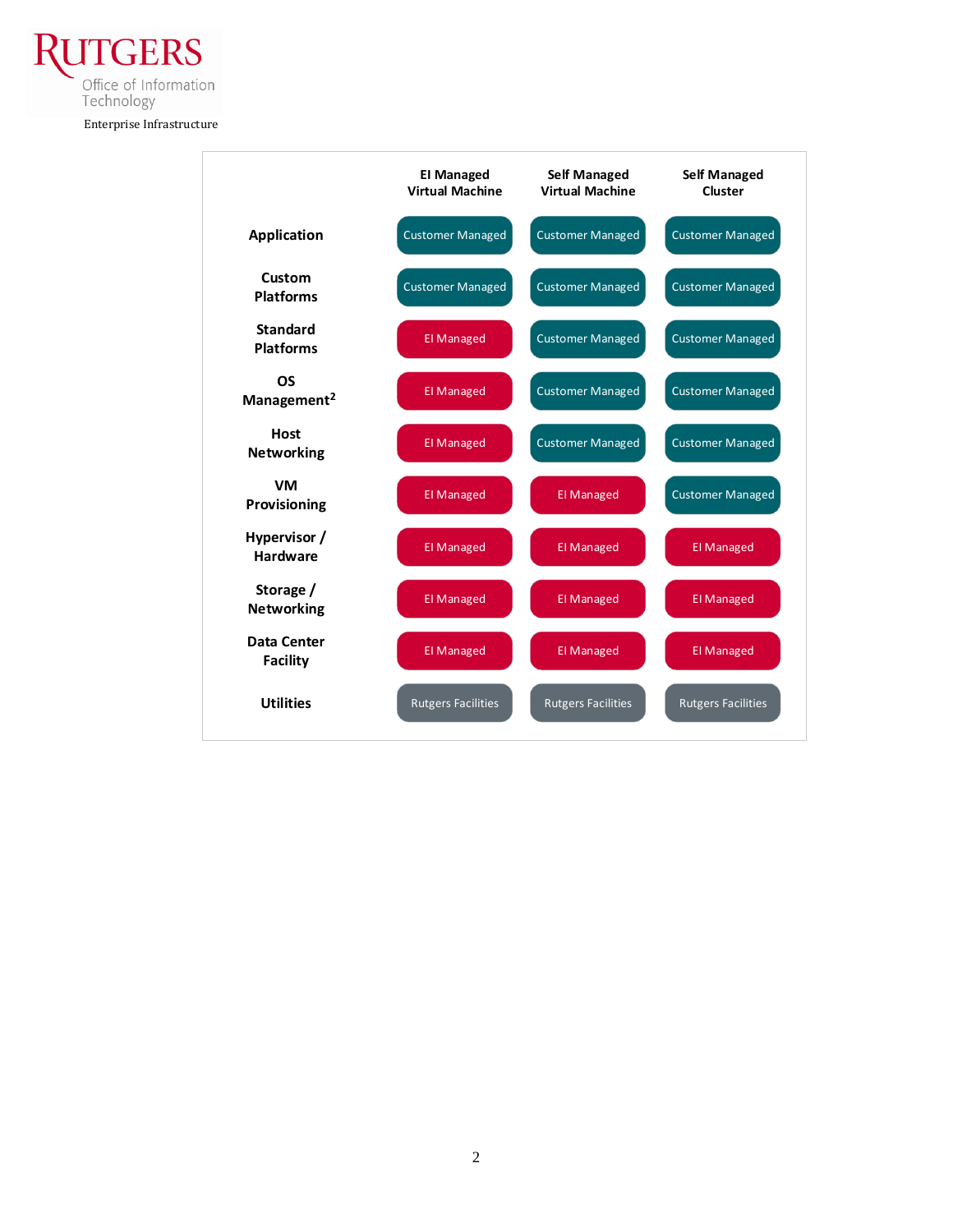| | EI Managed Virtual Machine | Self Managed Virtual Machine | Self Managed Cluster |
|---|---|---|---|
| **Application** | Customer Managed | Customer Managed | Customer Managed |
| **Custom Platforms** | Customer Managed | Customer Managed | Customer Managed |
| **Standard Platforms** | EI Managed | Customer Managed | Customer Managed |
| **OS Management**[2] | EI Managed | Customer Managed | Customer Managed |
| **Host Networking** | EI Managed | Customer Managed | Customer Managed |
| **VM Provisioning** | EI Managed | EI Managed | Customer Managed |
| **Hypervisor / Hardware** | EI Managed | EI Managed | EI Managed |
| **Storage / Networking** | EI Managed | EI Managed | EI Managed |
| **Data Center Facility** | EI Managed | EI Managed | EI Managed |
| **Utilities** | Rutgers Facilities | Rutgers Facilities | Rutgers Facilities |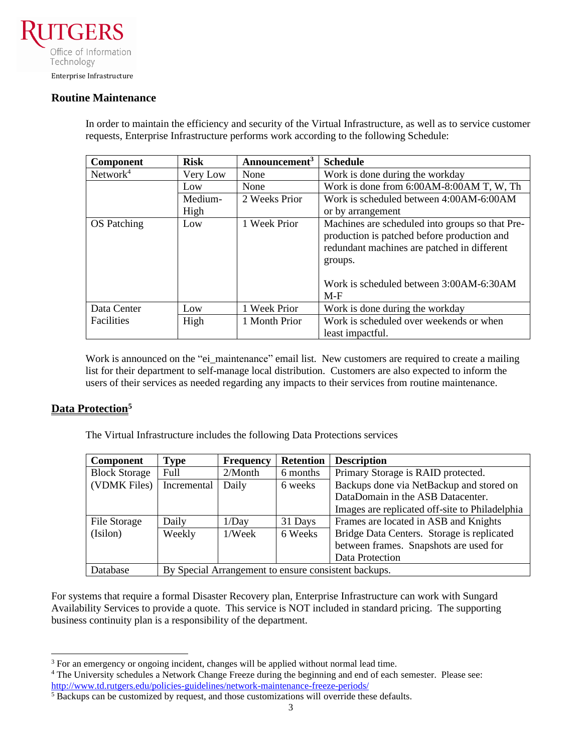### Routine Maintenance

In order to maintain the efficiency and security of the Virtual Infrastructure, as well as to service customer requests, Enterprise Infrastructure performs work according to the following Schedule:

| Component | Risk | Announcement[3] | Schedule |
|---|---|---|---|
| Network[4] | Very Low | None | Work is done during the workday |
| | Low | None | Work is done from 6:00AM-8:00AM T, W, Th |
| | Medium-High | 2 Weeks Prior | Work is scheduled between 4:00AM-6:00AM or by arrangement |
| OS Patching | Low | 1 Week Prior | Machines are scheduled into groups so that Pre-production is patched before production and redundant machines are patched in different groups. Work is scheduled between 3:00AM-6:30AM M-F |
| Data Center Facilities | Low | 1 Week Prior | Work is done during the workday |
| | High | 1 Month Prior | Work is scheduled over weekends or when least impactful. |

Work is announced on the "ei_maintenance" email list. New customers are required to create a mailing list for their department to self-manage local distribution. Customers are also expected to inform the users of their services as needed regarding any impacts to their services from routine maintenance.

### Data Protection[5]

The Virtual Infrastructure includes the following Data Protections services

| Component | Type | Frequency | Retention | Description |
|---|---|---|---|---|
| Block Storage (VDMK Files) | Full | 2/Month | 6 months | Primary Storage is RAID protected. |
| | Incremental | Daily | 6 weeks | Backups done via NetBackup and stored on DataDomain in the ASB Datacenter. Images are replicated off-site to Philadelphia |
| File Storage (Isilon) | Daily | 1/Day | 31 Days | Frames are located in ASB and Knights Bridge Data Centers. Storage is replicated between frames. Snapshots are used for Data Protection |
| | Weekly | 1/Week | 6 Weeks | |
| Database | By Special Arrangement to ensure consistent backups. | | | |

For systems that require a formal Disaster Recovery plan, Enterprise Infrastructure can work with Sungard Availability Services to provide a quote. This service is NOT included in standard pricing. The supporting business continuity plan is a responsibility of the department.

---

[3] For an emergency or ongoing incident, changes will be applied without normal lead time.

[4] The University schedules a Network Change Freeze during the beginning and end of each semester. Please see: http://www.td.rutgers.edu/policies-guidelines/network-maintenance-freeze-periods/

[5] Backups can be customized by request, and those customizations will override these defaults.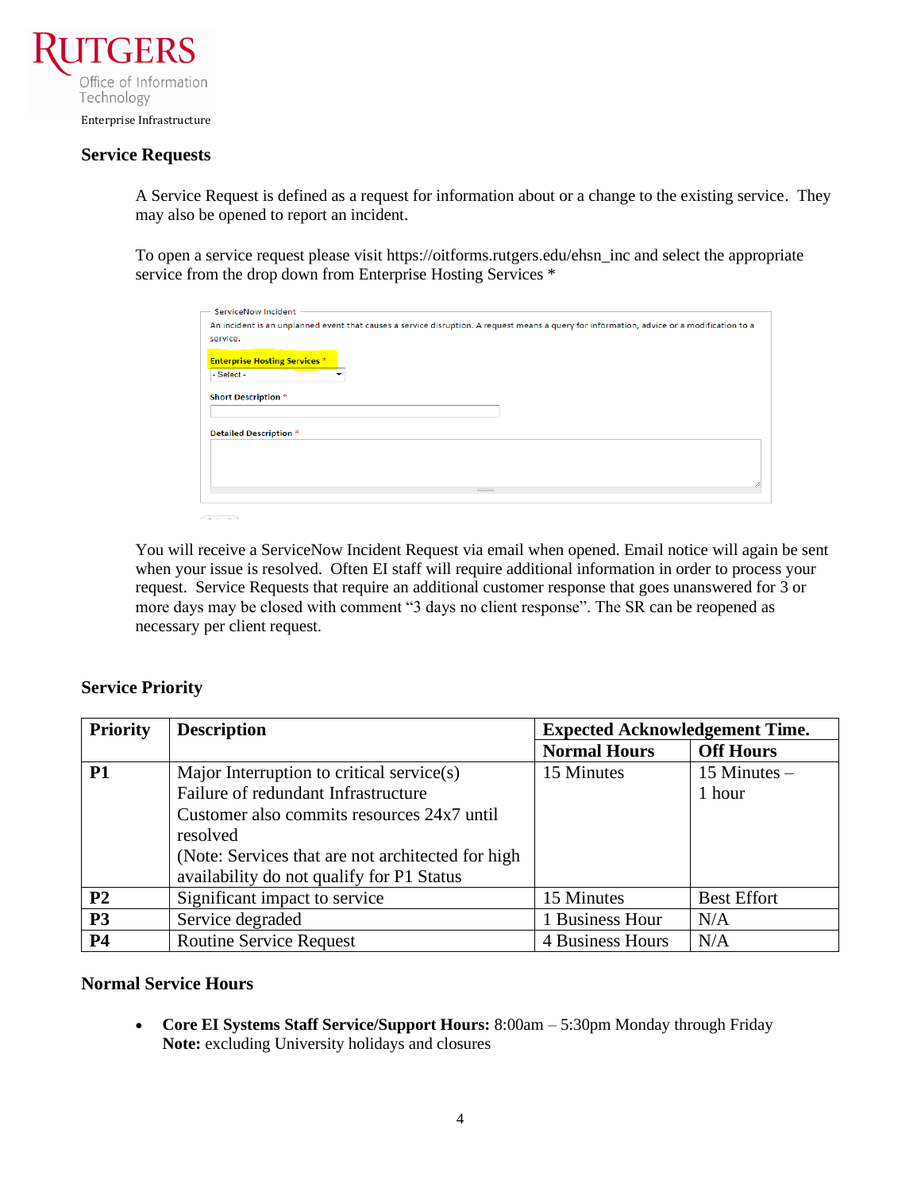## Service Requests

A Service Request is defined as a request for information about or a change to the existing service. They may also be opened to report an incident.

To open a service request please visit https://oitforms.rutgers.edu/ehsn_inc and select the appropriate service from the drop down from Enterprise Hosting Services *

ServiceNow Incident

An incident is an unplanned event that causes a service disruption. A request means a query for information, advice or a modification to a service.

Enterprise Hosting Services *

- Select -

Short Description *

Detailed Description *

You will receive a ServiceNow Incident Request via email when opened. Email notice will again be sent when your issue is resolved. Often EI staff will require additional information in order to process your request. Service Requests that require an additional customer response that goes unanswered for 3 or more days may be closed with comment "3 days no client response". The SR can be reopened as necessary per client request.

## Service Priority

| Priority | Description | Expected Acknowledgement Time. | |
|---|---|---|---|
| | | **Normal Hours** | **Off Hours** |
| **P1** | Major Interruption to critical service(s)<br>Failure of redundant Infrastructure<br>Customer also commits resources 24x7 until resolved<br>(Note: Services that are not architected for high availability do not qualify for P1 Status | 15 Minutes | 15 Minutes – 1 hour |
| **P2** | Significant impact to service | 15 Minutes | Best Effort |
| **P3** | Service degraded | 1 Business Hour | N/A |
| **P4** | Routine Service Request | 4 Business Hours | N/A |

## Normal Service Hours

- **Core EI Systems Staff Service/Support Hours:** 8:00am – 5:30pm Monday through Friday
  **Note:** excluding University holidays and closures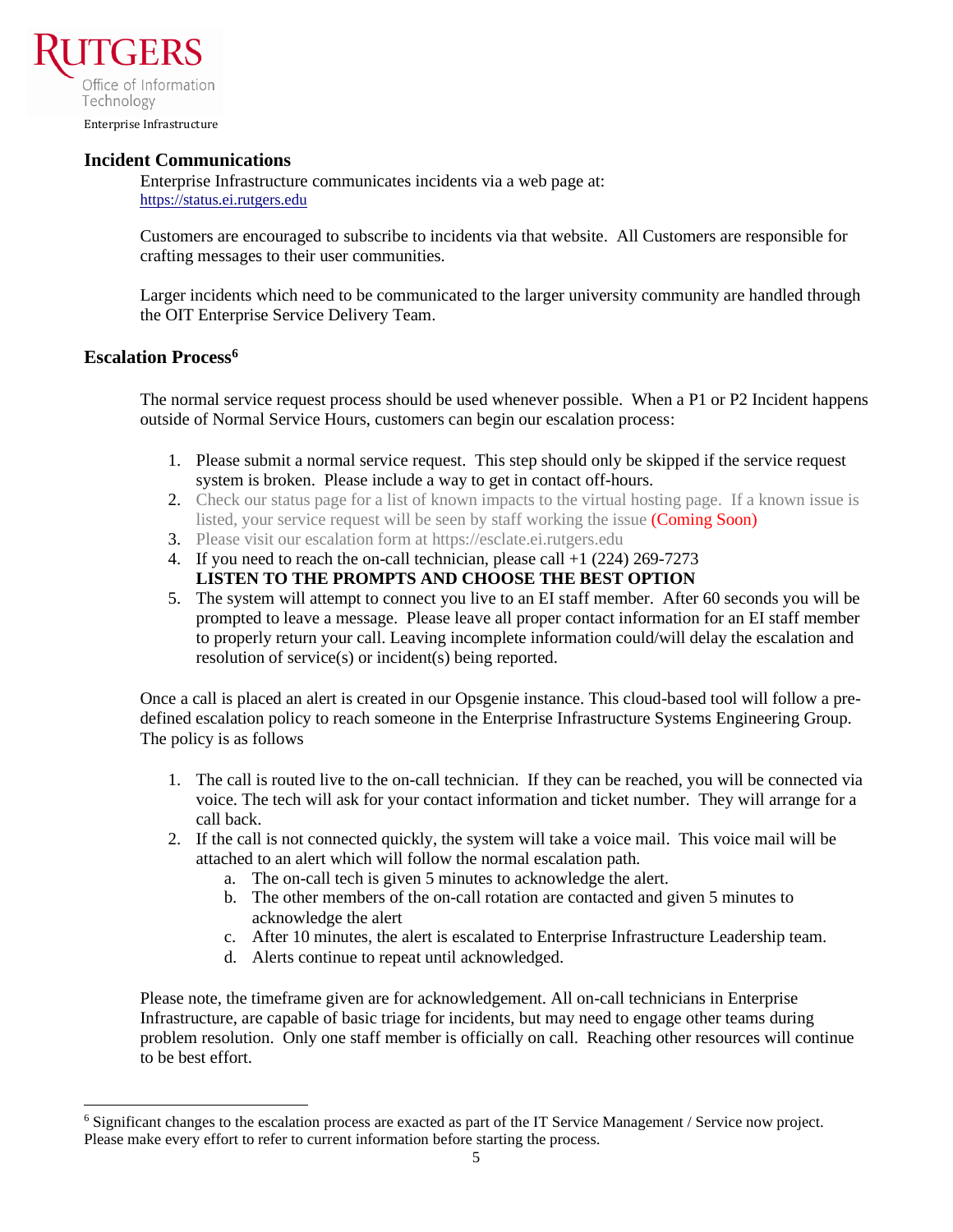## Incident Communications

Enterprise Infrastructure communicates incidents via a web page at:
https://status.ei.rutgers.edu

Customers are encouraged to subscribe to incidents via that website. All Customers are responsible for crafting messages to their user communities.

Larger incidents which need to be communicated to the larger university community are handled through the OIT Enterprise Service Delivery Team.

## Escalation Process[6]

The normal service request process should be used whenever possible. When a P1 or P2 Incident happens outside of Normal Service Hours, customers can begin our escalation process:

1. Please submit a normal service request. This step should only be skipped if the service request system is broken. Please include a way to get in contact off-hours.
2. Check our status page for a list of known impacts to the virtual hosting page. If a known issue is listed, your service request will be seen by staff working the issue (Coming Soon)
3. Please visit our escalation form at https://esclate.ei.rutgers.edu
4. If you need to reach the on-call technician, please call +1 (224) 269-7273
   **LISTEN TO THE PROMPTS AND CHOOSE THE BEST OPTION**
5. The system will attempt to connect you live to an EI staff member. After 60 seconds you will be prompted to leave a message. Please leave all proper contact information for an EI staff member to properly return your call. Leaving incomplete information could/will delay the escalation and resolution of service(s) or incident(s) being reported.

Once a call is placed an alert is created in our Opsgenie instance. This cloud-based tool will follow a pre-defined escalation policy to reach someone in the Enterprise Infrastructure Systems Engineering Group. The policy is as follows

1. The call is routed live to the on-call technician. If they can be reached, you will be connected via voice. The tech will ask for your contact information and ticket number. They will arrange for a call back.
2. If the call is not connected quickly, the system will take a voice mail. This voice mail will be attached to an alert which will follow the normal escalation path.
   a. The on-call tech is given 5 minutes to acknowledge the alert.
   b. The other members of the on-call rotation are contacted and given 5 minutes to acknowledge the alert
   c. After 10 minutes, the alert is escalated to Enterprise Infrastructure Leadership team.
   d. Alerts continue to repeat until acknowledged.

Please note, the timeframe given are for acknowledgement. All on-call technicians in Enterprise Infrastructure, are capable of basic triage for incidents, but may need to engage other teams during problem resolution. Only one staff member is officially on call. Reaching other resources will continue to be best effort.

---

[6] Significant changes to the escalation process are exacted as part of the IT Service Management / Service now project. Please make every effort to refer to current information before starting the process.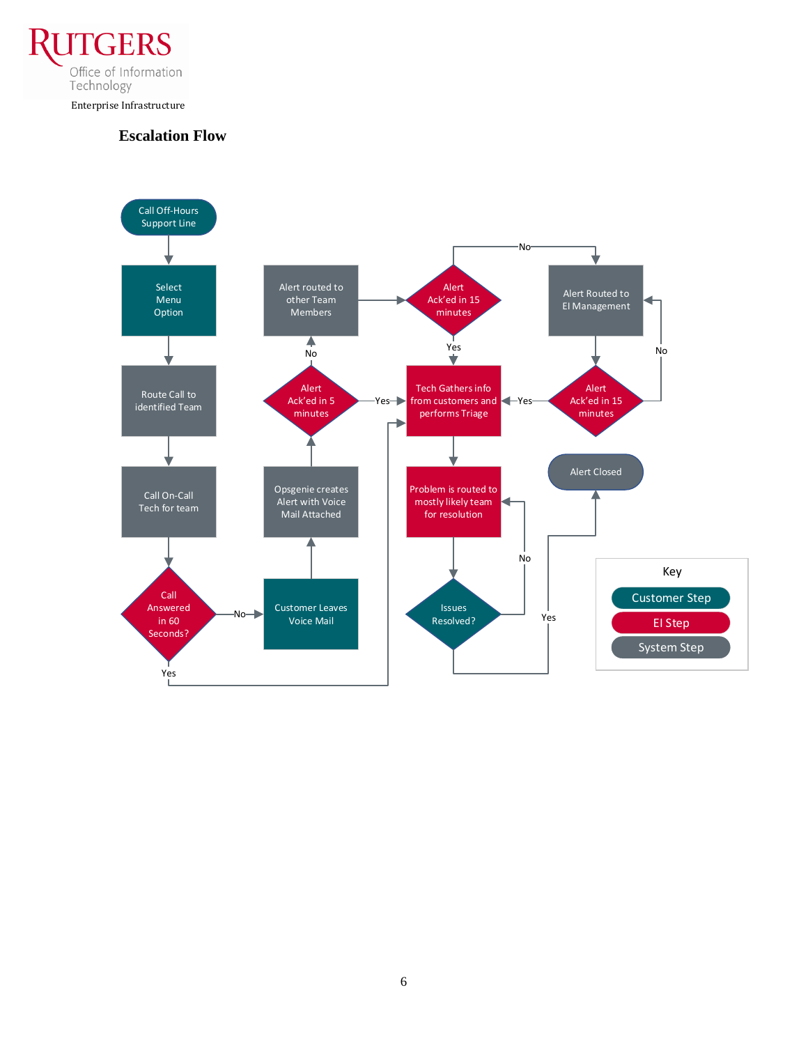RUTGERS
Office of Information Technology

Enterprise Infrastructure

## Escalation Flow

Call Off-Hours Support Line

Select Menu Option

Route Call to identified Team

Call On-Call Tech for team

Call Answered in 60 Seconds?

No

Yes

Customer Leaves Voice Mail

Opsgenie creates Alert with Voice Mail Attached

Alert Ack'ed in 5 minutes

No

Yes

Alert routed to other Team Members

Alert Ack'ed in 15 minutes

No

Yes

Tech Gathers info from customers and performs Triage

Alert Routed to EI Management

Alert Ack'ed in 15 minutes

No

Yes

Problem is routed to mostly likely team for resolution

Issues Resolved?

No

Yes

Alert Closed

Key

Customer Step

EI Step

System Step